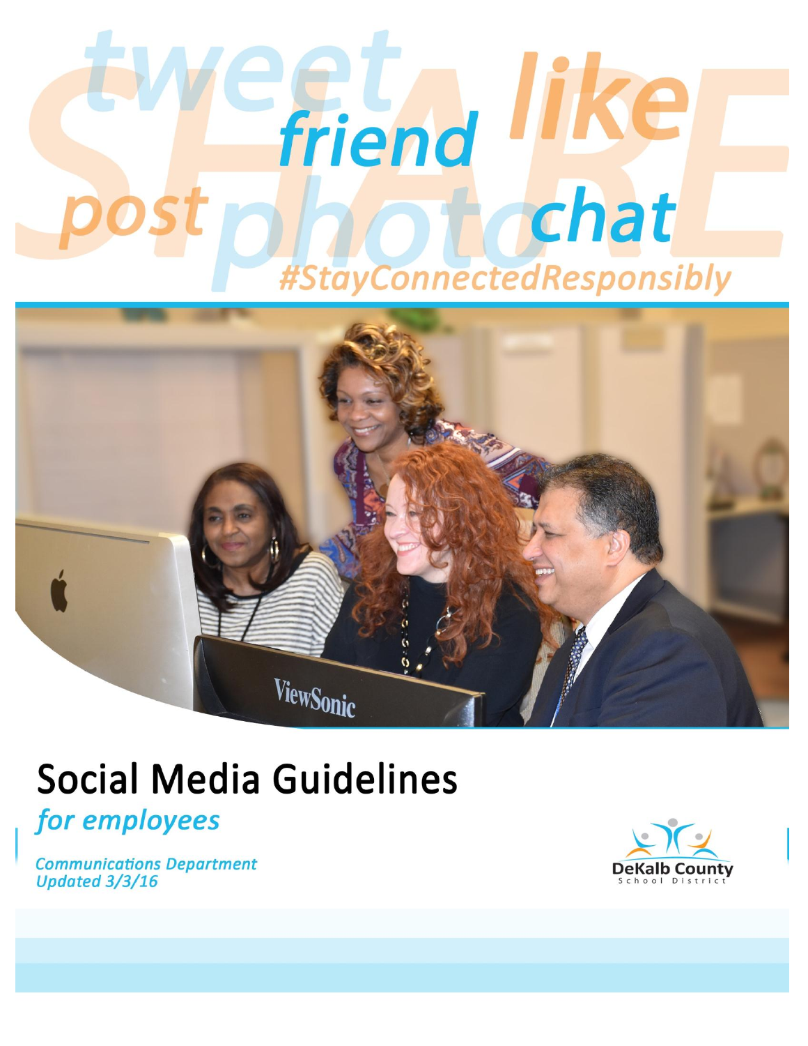tweet like friend post photo chat SHARE

#StayConnectedResponsibly

# Social Media Guidelines

*for employees*

***Communications Department***
***Updated 3/3/16***

DeKalb County School District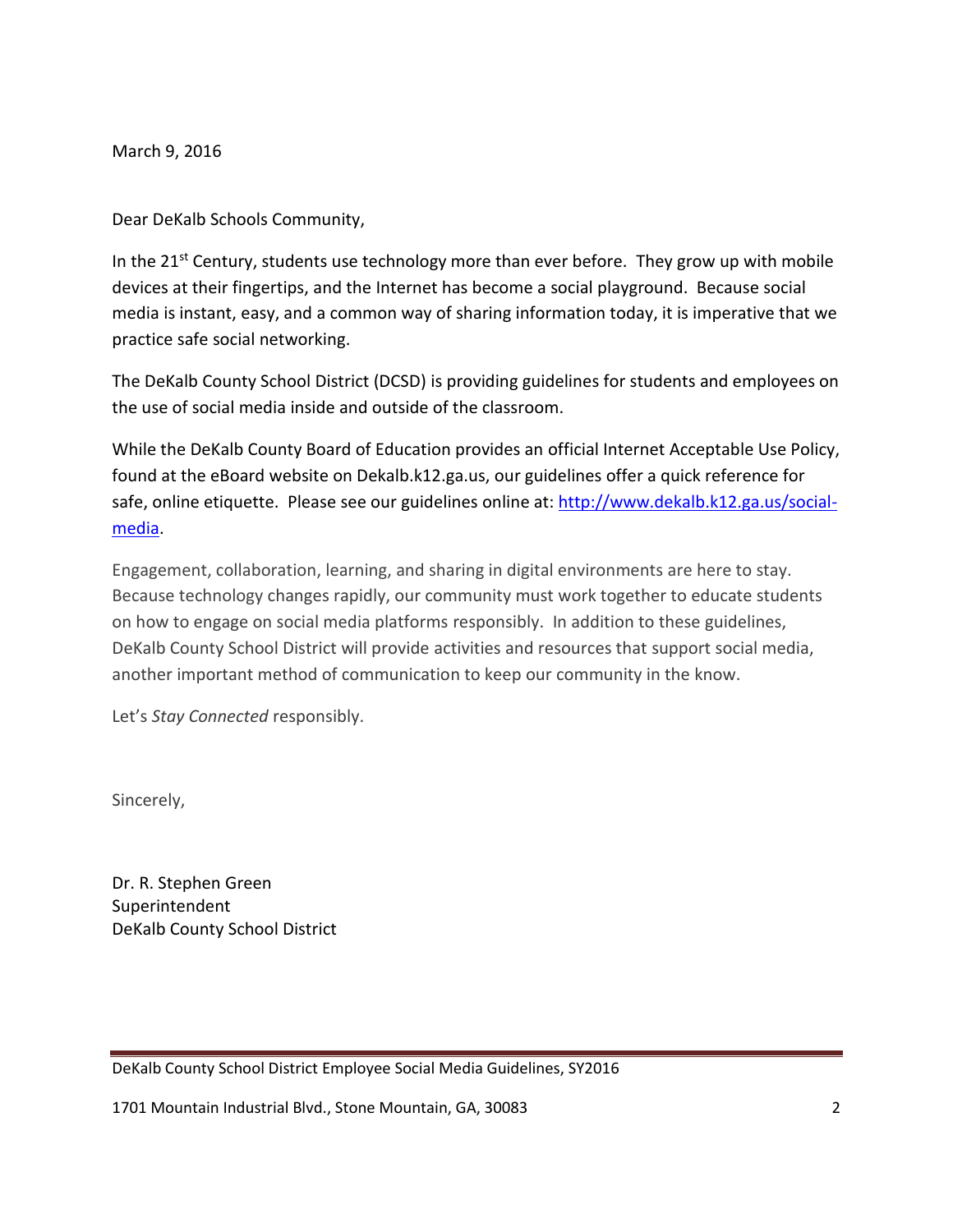March 9, 2016

Dear DeKalb Schools Community,

In the 21st Century, students use technology more than ever before. They grow up with mobile devices at their fingertips, and the Internet has become a social playground. Because social media is instant, easy, and a common way of sharing information today, it is imperative that we practice safe social networking.

The DeKalb County School District (DCSD) is providing guidelines for students and employees on the use of social media inside and outside of the classroom.

While the DeKalb County Board of Education provides an official Internet Acceptable Use Policy, found at the eBoard website on Dekalb.k12.ga.us, our guidelines offer a quick reference for safe, online etiquette. Please see our guidelines online at: [http://www.dekalb.k12.ga.us/social-media](http://www.dekalb.k12.ga.us/social-media).

Engagement, collaboration, learning, and sharing in digital environments are here to stay. Because technology changes rapidly, our community must work together to educate students on how to engage on social media platforms responsibly. In addition to these guidelines, DeKalb County School District will provide activities and resources that support social media, another important method of communication to keep our community in the know.

Let's *Stay Connected* responsibly.

Sincerely,

Dr. R. Stephen Green
Superintendent
DeKalb County School District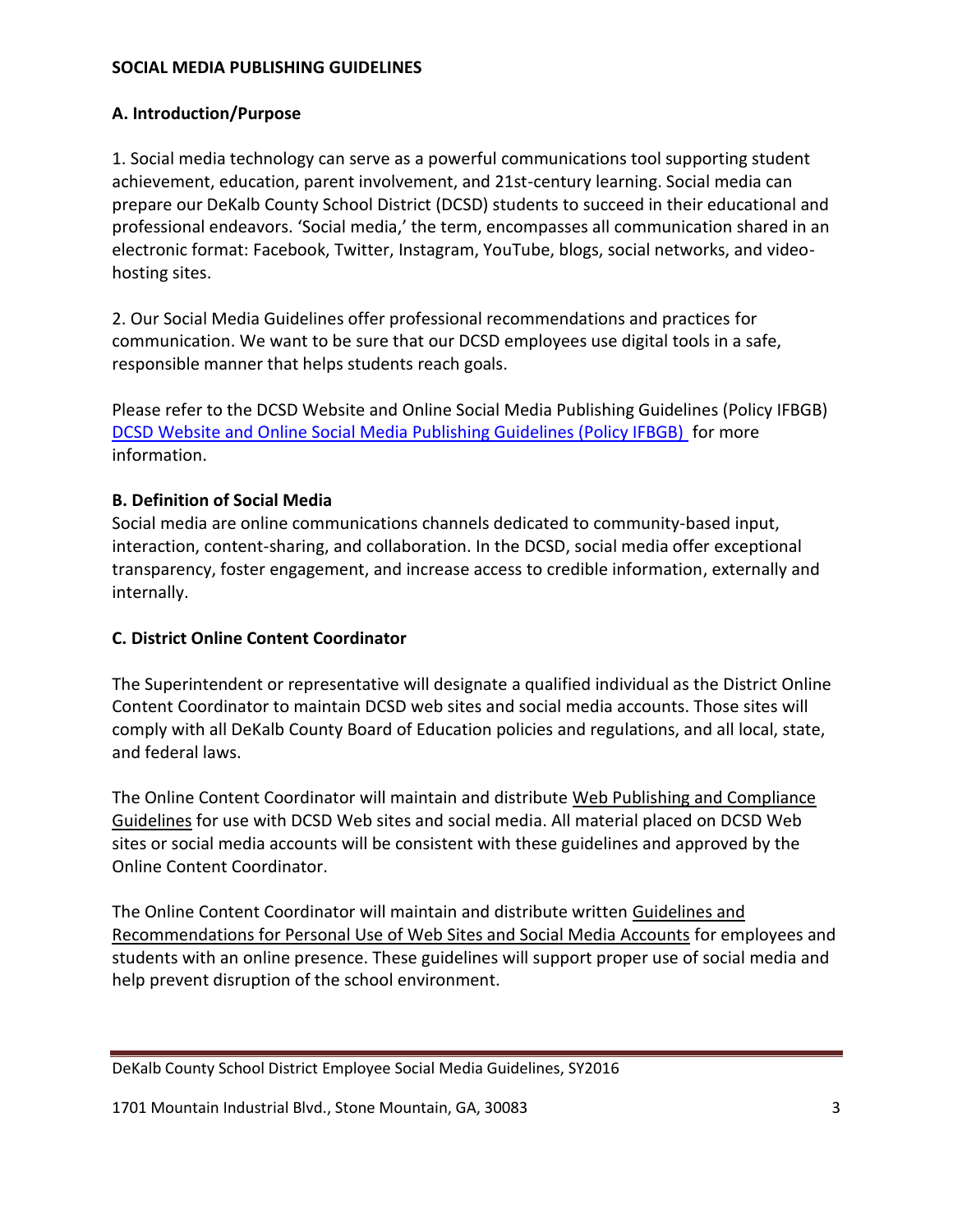# SOCIAL MEDIA PUBLISHING GUIDELINES

## A. Introduction/Purpose

1. Social media technology can serve as a powerful communications tool supporting student achievement, education, parent involvement, and 21st-century learning. Social media can prepare our DeKalb County School District (DCSD) students to succeed in their educational and professional endeavors. 'Social media,' the term, encompasses all communication shared in an electronic format: Facebook, Twitter, Instagram, YouTube, blogs, social networks, and video-hosting sites.

2. Our Social Media Guidelines offer professional recommendations and practices for communication. We want to be sure that our DCSD employees use digital tools in a safe, responsible manner that helps students reach goals.

Please refer to the DCSD Website and Online Social Media Publishing Guidelines (Policy IFBGB) DCSD Website and Online Social Media Publishing Guidelines (Policy IFBGB) for more information.

## B. Definition of Social Media

Social media are online communications channels dedicated to community-based input, interaction, content-sharing, and collaboration. In the DCSD, social media offer exceptional transparency, foster engagement, and increase access to credible information, externally and internally.

## C. District Online Content Coordinator

The Superintendent or representative will designate a qualified individual as the District Online Content Coordinator to maintain DCSD web sites and social media accounts. Those sites will comply with all DeKalb County Board of Education policies and regulations, and all local, state, and federal laws.

The Online Content Coordinator will maintain and distribute Web Publishing and Compliance Guidelines for use with DCSD Web sites and social media. All material placed on DCSD Web sites or social media accounts will be consistent with these guidelines and approved by the Online Content Coordinator.

The Online Content Coordinator will maintain and distribute written Guidelines and Recommendations for Personal Use of Web Sites and Social Media Accounts for employees and students with an online presence. These guidelines will support proper use of social media and help prevent disruption of the school environment.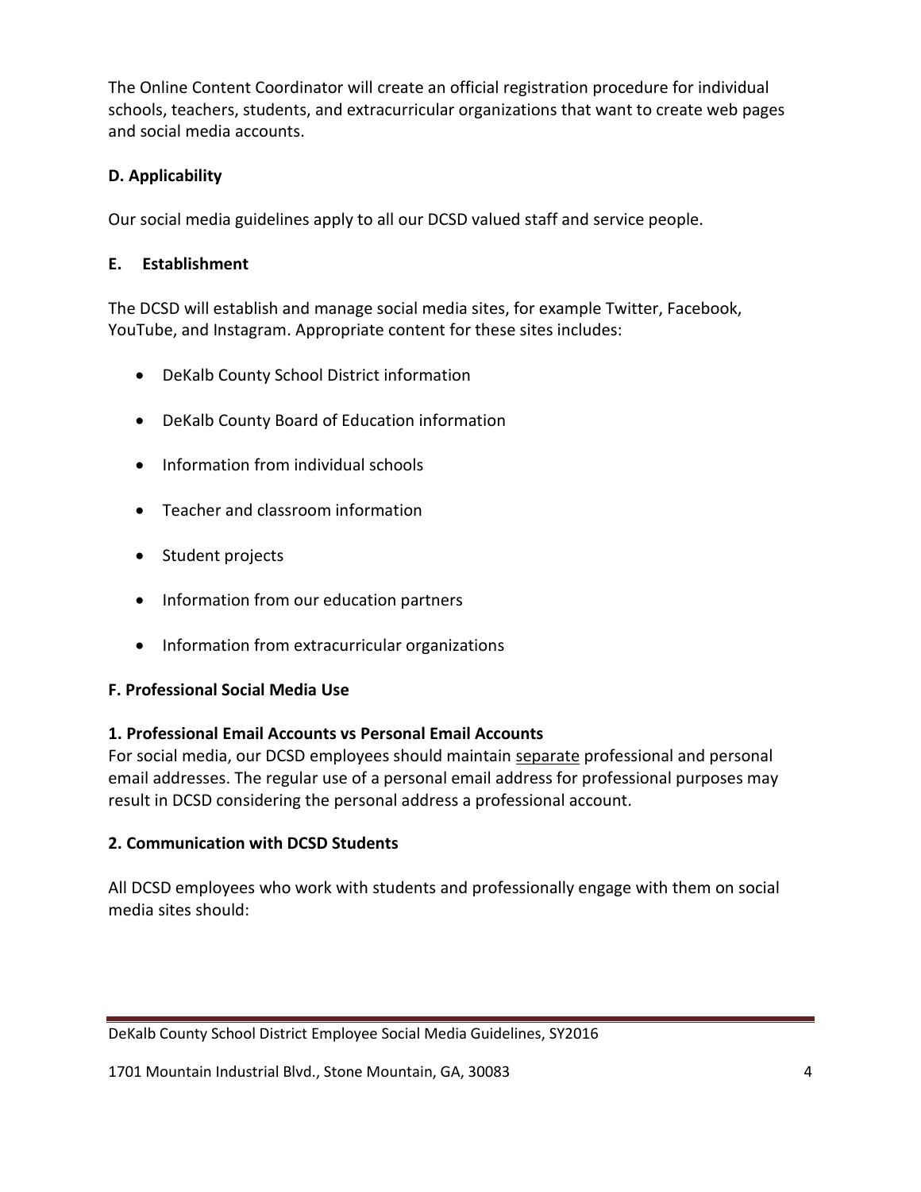The Online Content Coordinator will create an official registration procedure for individual schools, teachers, students, and extracurricular organizations that want to create web pages and social media accounts.

**D. Applicability**

Our social media guidelines apply to all our DCSD valued staff and service people.

**E. Establishment**

The DCSD will establish and manage social media sites, for example Twitter, Facebook, YouTube, and Instagram. Appropriate content for these sites includes:

- DeKalb County School District information
- DeKalb County Board of Education information
- Information from individual schools
- Teacher and classroom information
- Student projects
- Information from our education partners
- Information from extracurricular organizations

**F. Professional Social Media Use**

**1. Professional Email Accounts vs Personal Email Accounts**

For social media, our DCSD employees should maintain <u>separate</u> professional and personal email addresses. The regular use of a personal email address for professional purposes may result in DCSD considering the personal address a professional account.

**2. Communication with DCSD Students**

All DCSD employees who work with students and professionally engage with them on social media sites should: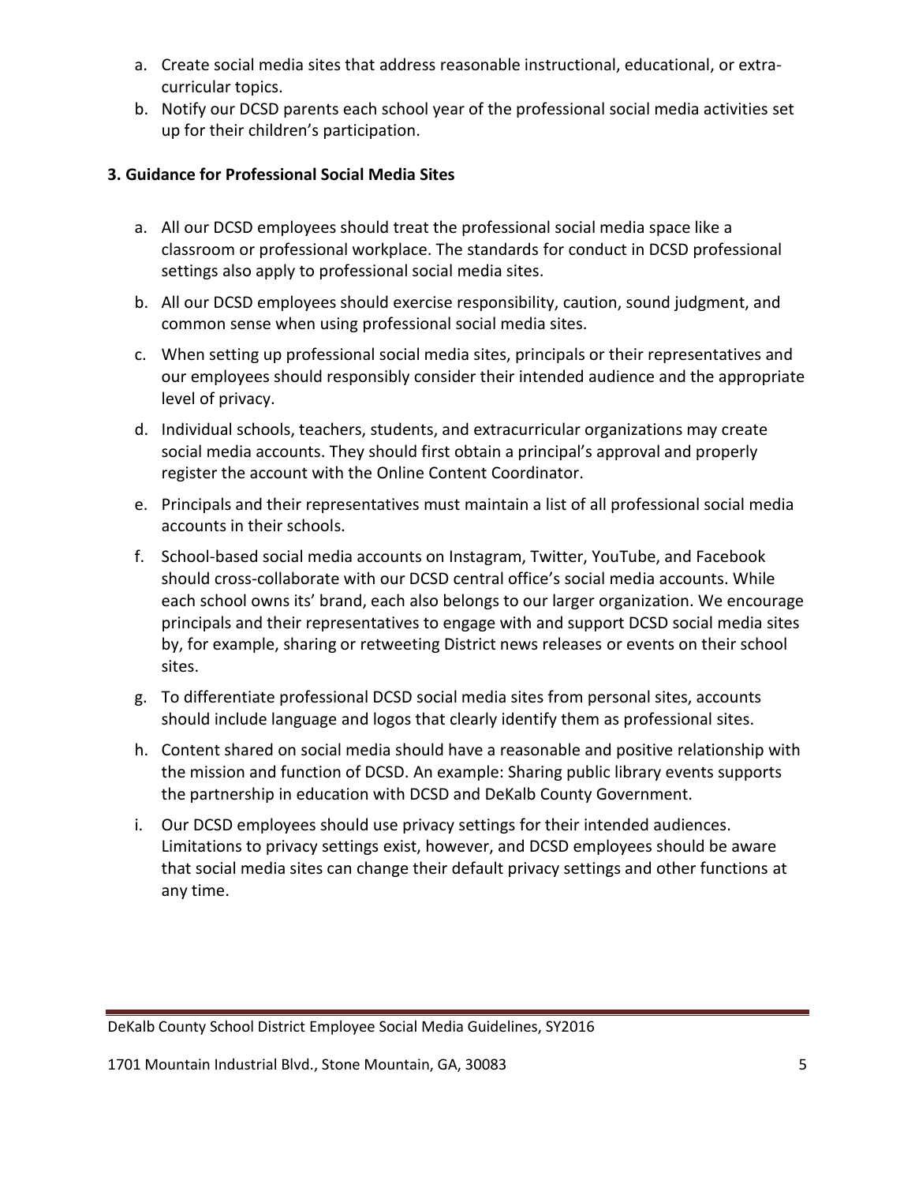a. Create social media sites that address reasonable instructional, educational, or extra-curricular topics.
b. Notify our DCSD parents each school year of the professional social media activities set up for their children's participation.

**3. Guidance for Professional Social Media Sites**

a. All our DCSD employees should treat the professional social media space like a classroom or professional workplace. The standards for conduct in DCSD professional settings also apply to professional social media sites.
b. All our DCSD employees should exercise responsibility, caution, sound judgment, and common sense when using professional social media sites.
c. When setting up professional social media sites, principals or their representatives and our employees should responsibly consider their intended audience and the appropriate level of privacy.
d. Individual schools, teachers, students, and extracurricular organizations may create social media accounts. They should first obtain a principal's approval and properly register the account with the Online Content Coordinator.
e. Principals and their representatives must maintain a list of all professional social media accounts in their schools.
f. School-based social media accounts on Instagram, Twitter, YouTube, and Facebook should cross-collaborate with our DCSD central office's social media accounts. While each school owns its' brand, each also belongs to our larger organization. We encourage principals and their representatives to engage with and support DCSD social media sites by, for example, sharing or retweeting District news releases or events on their school sites.
g. To differentiate professional DCSD social media sites from personal sites, accounts should include language and logos that clearly identify them as professional sites.
h. Content shared on social media should have a reasonable and positive relationship with the mission and function of DCSD. An example: Sharing public library events supports the partnership in education with DCSD and DeKalb County Government.
i. Our DCSD employees should use privacy settings for their intended audiences. Limitations to privacy settings exist, however, and DCSD employees should be aware that social media sites can change their default privacy settings and other functions at any time.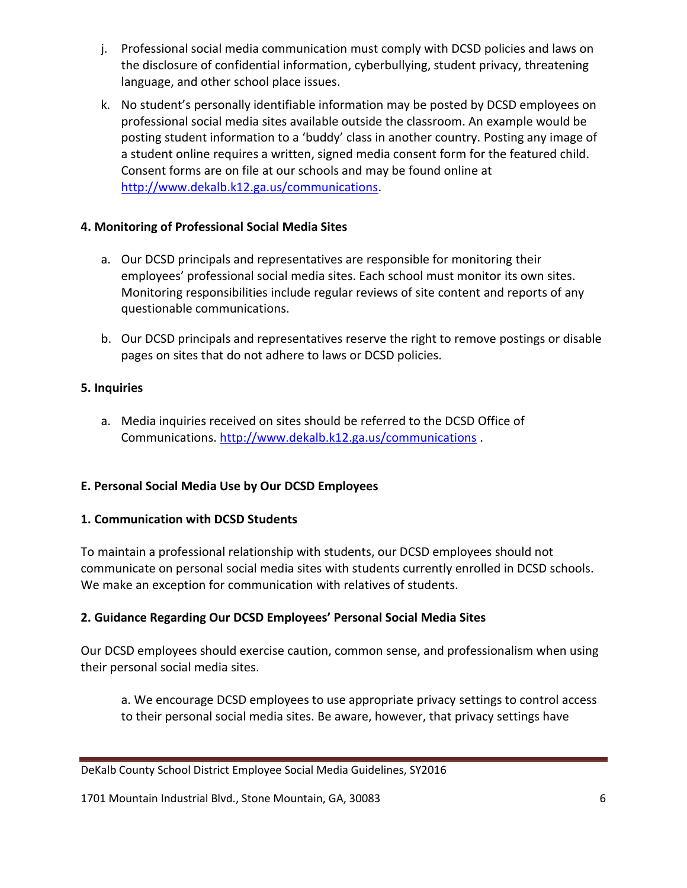j. Professional social media communication must comply with DCSD policies and laws on the disclosure of confidential information, cyberbullying, student privacy, threatening language, and other school place issues.

k. No student's personally identifiable information may be posted by DCSD employees on professional social media sites available outside the classroom. An example would be posting student information to a 'buddy' class in another country. Posting any image of a student online requires a written, signed media consent form for the featured child. Consent forms are on file at our schools and may be found online at http://www.dekalb.k12.ga.us/communications.

**4. Monitoring of Professional Social Media Sites**

a. Our DCSD principals and representatives are responsible for monitoring their employees' professional social media sites. Each school must monitor its own sites. Monitoring responsibilities include regular reviews of site content and reports of any questionable communications.

b. Our DCSD principals and representatives reserve the right to remove postings or disable pages on sites that do not adhere to laws or DCSD policies.

**5. Inquiries**

a. Media inquiries received on sites should be referred to the DCSD Office of Communications. http://www.dekalb.k12.ga.us/communications .

**E. Personal Social Media Use by Our DCSD Employees**

**1. Communication with DCSD Students**

To maintain a professional relationship with students, our DCSD employees should not communicate on personal social media sites with students currently enrolled in DCSD schools. We make an exception for communication with relatives of students.

**2. Guidance Regarding Our DCSD Employees' Personal Social Media Sites**

Our DCSD employees should exercise caution, common sense, and professionalism when using their personal social media sites.

a. We encourage DCSD employees to use appropriate privacy settings to control access to their personal social media sites. Be aware, however, that privacy settings have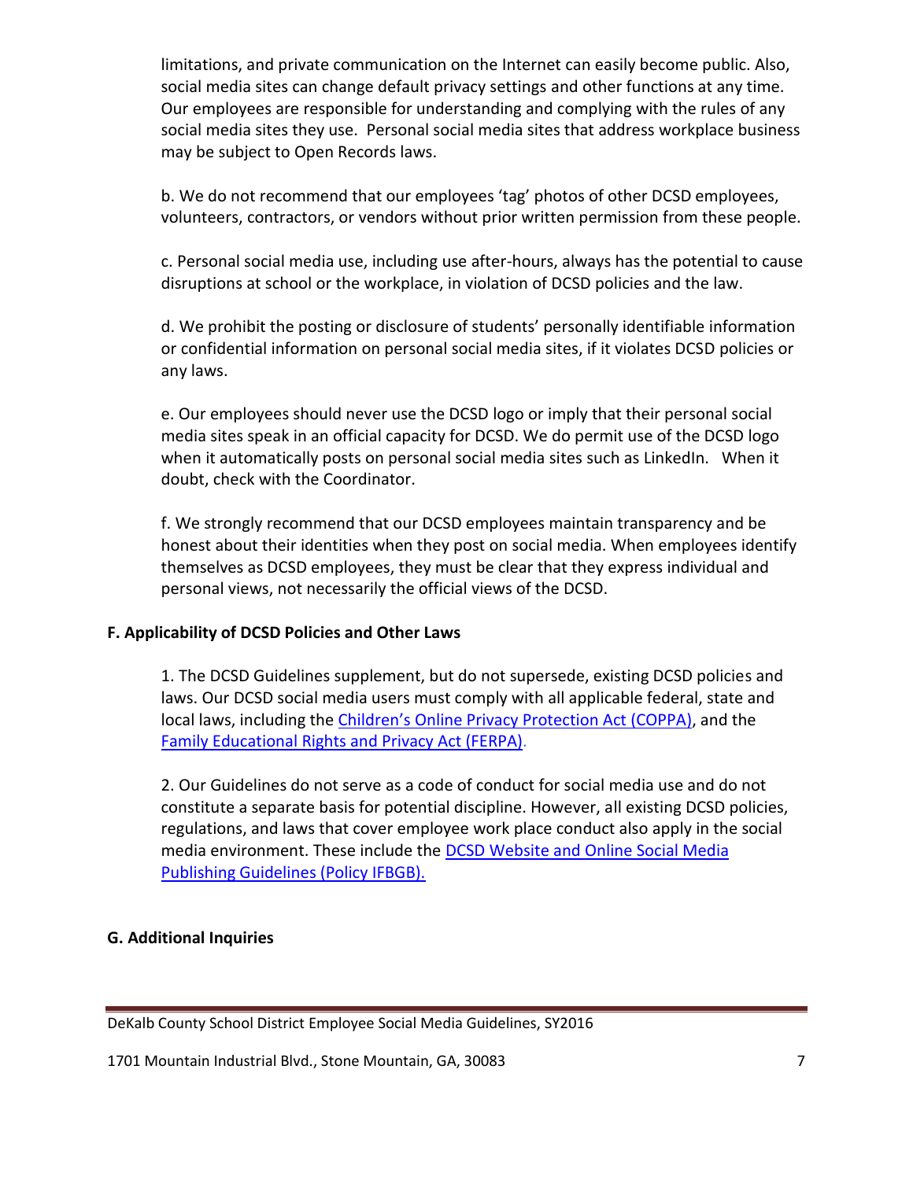limitations, and private communication on the Internet can easily become public. Also, social media sites can change default privacy settings and other functions at any time. Our employees are responsible for understanding and complying with the rules of any social media sites they use. Personal social media sites that address workplace business may be subject to Open Records laws.

b. We do not recommend that our employees 'tag' photos of other DCSD employees, volunteers, contractors, or vendors without prior written permission from these people.

c. Personal social media use, including use after-hours, always has the potential to cause disruptions at school or the workplace, in violation of DCSD policies and the law.

d. We prohibit the posting or disclosure of students' personally identifiable information or confidential information on personal social media sites, if it violates DCSD policies or any laws.

e. Our employees should never use the DCSD logo or imply that their personal social media sites speak in an official capacity for DCSD. We do permit use of the DCSD logo when it automatically posts on personal social media sites such as LinkedIn. When it doubt, check with the Coordinator.

f. We strongly recommend that our DCSD employees maintain transparency and be honest about their identities when they post on social media. When employees identify themselves as DCSD employees, they must be clear that they express individual and personal views, not necessarily the official views of the DCSD.

### F. Applicability of DCSD Policies and Other Laws

1. The DCSD Guidelines supplement, but do not supersede, existing DCSD policies and laws. Our DCSD social media users must comply with all applicable federal, state and local laws, including the [Children's Online Privacy Protection Act (COPPA)](), and the [Family Educational Rights and Privacy Act (FERPA)]().

2. Our Guidelines do not serve as a code of conduct for social media use and do not constitute a separate basis for potential discipline. However, all existing DCSD policies, regulations, and laws that cover employee work place conduct also apply in the social media environment. These include the [DCSD Website and Online Social Media Publishing Guidelines (Policy IFBGB).]()

### G. Additional Inquiries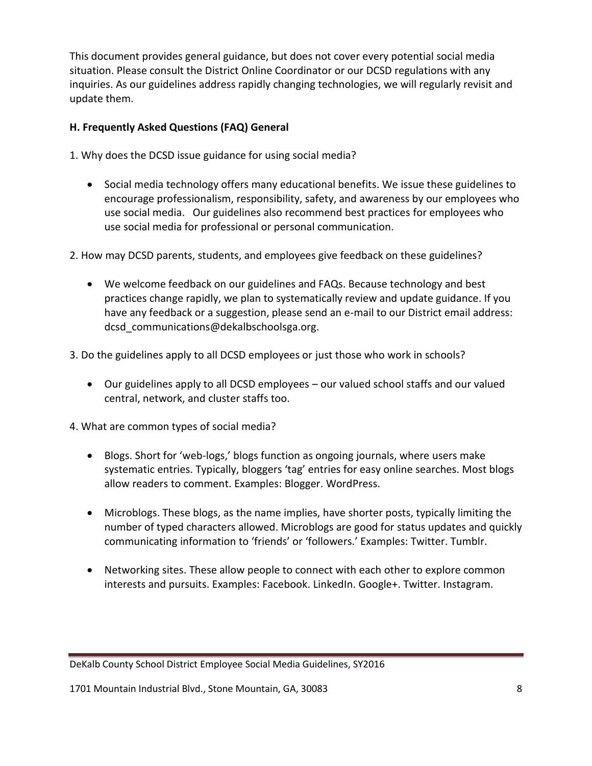This document provides general guidance, but does not cover every potential social media situation. Please consult the District Online Coordinator or our DCSD regulations with any inquiries. As our guidelines address rapidly changing technologies, we will regularly revisit and update them.

**H. Frequently Asked Questions (FAQ) General**

1. Why does the DCSD issue guidance for using social media?

- Social media technology offers many educational benefits. We issue these guidelines to encourage professionalism, responsibility, safety, and awareness by our employees who use social media. Our guidelines also recommend best practices for employees who use social media for professional or personal communication.

2. How may DCSD parents, students, and employees give feedback on these guidelines?

- We welcome feedback on our guidelines and FAQs. Because technology and best practices change rapidly, we plan to systematically review and update guidance. If you have any feedback or a suggestion, please send an e-mail to our District email address: dcsd_communications@dekalbschoolsga.org.

3. Do the guidelines apply to all DCSD employees or just those who work in schools?

- Our guidelines apply to all DCSD employees – our valued school staffs and our valued central, network, and cluster staffs too.

4. What are common types of social media?

- Blogs. Short for 'web-logs,' blogs function as ongoing journals, where users make systematic entries. Typically, bloggers 'tag' entries for easy online searches. Most blogs allow readers to comment. Examples: Blogger. WordPress.

- Microblogs. These blogs, as the name implies, have shorter posts, typically limiting the number of typed characters allowed. Microblogs are good for status updates and quickly communicating information to 'friends' or 'followers.' Examples: Twitter. Tumblr.

- Networking sites. These allow people to connect with each other to explore common interests and pursuits. Examples: Facebook. LinkedIn. Google+. Twitter. Instagram.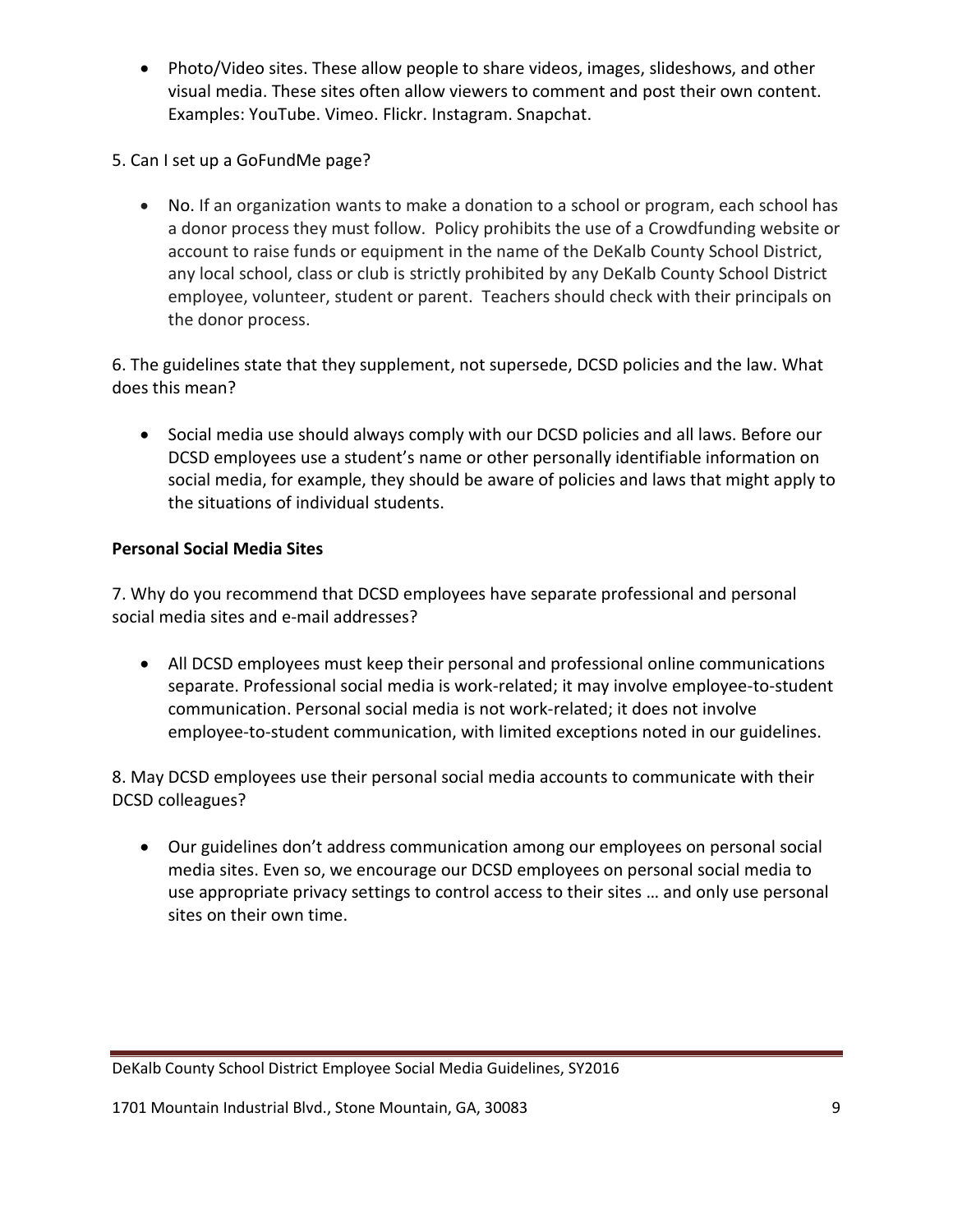- Photo/Video sites. These allow people to share videos, images, slideshows, and other visual media. These sites often allow viewers to comment and post their own content. Examples: YouTube. Vimeo. Flickr. Instagram. Snapchat.

5. Can I set up a GoFundMe page?

- No. If an organization wants to make a donation to a school or program, each school has a donor process they must follow. Policy prohibits the use of a Crowdfunding website or account to raise funds or equipment in the name of the DeKalb County School District, any local school, class or club is strictly prohibited by any DeKalb County School District employee, volunteer, student or parent. Teachers should check with their principals on the donor process.

6. The guidelines state that they supplement, not supersede, DCSD policies and the law. What does this mean?

- Social media use should always comply with our DCSD policies and all laws. Before our DCSD employees use a student's name or other personally identifiable information on social media, for example, they should be aware of policies and laws that might apply to the situations of individual students.

**Personal Social Media Sites**

7. Why do you recommend that DCSD employees have separate professional and personal social media sites and e-mail addresses?

- All DCSD employees must keep their personal and professional online communications separate. Professional social media is work-related; it may involve employee-to-student communication. Personal social media is not work-related; it does not involve employee-to-student communication, with limited exceptions noted in our guidelines.

8. May DCSD employees use their personal social media accounts to communicate with their DCSD colleagues?

- Our guidelines don't address communication among our employees on personal social media sites. Even so, we encourage our DCSD employees on personal social media to use appropriate privacy settings to control access to their sites … and only use personal sites on their own time.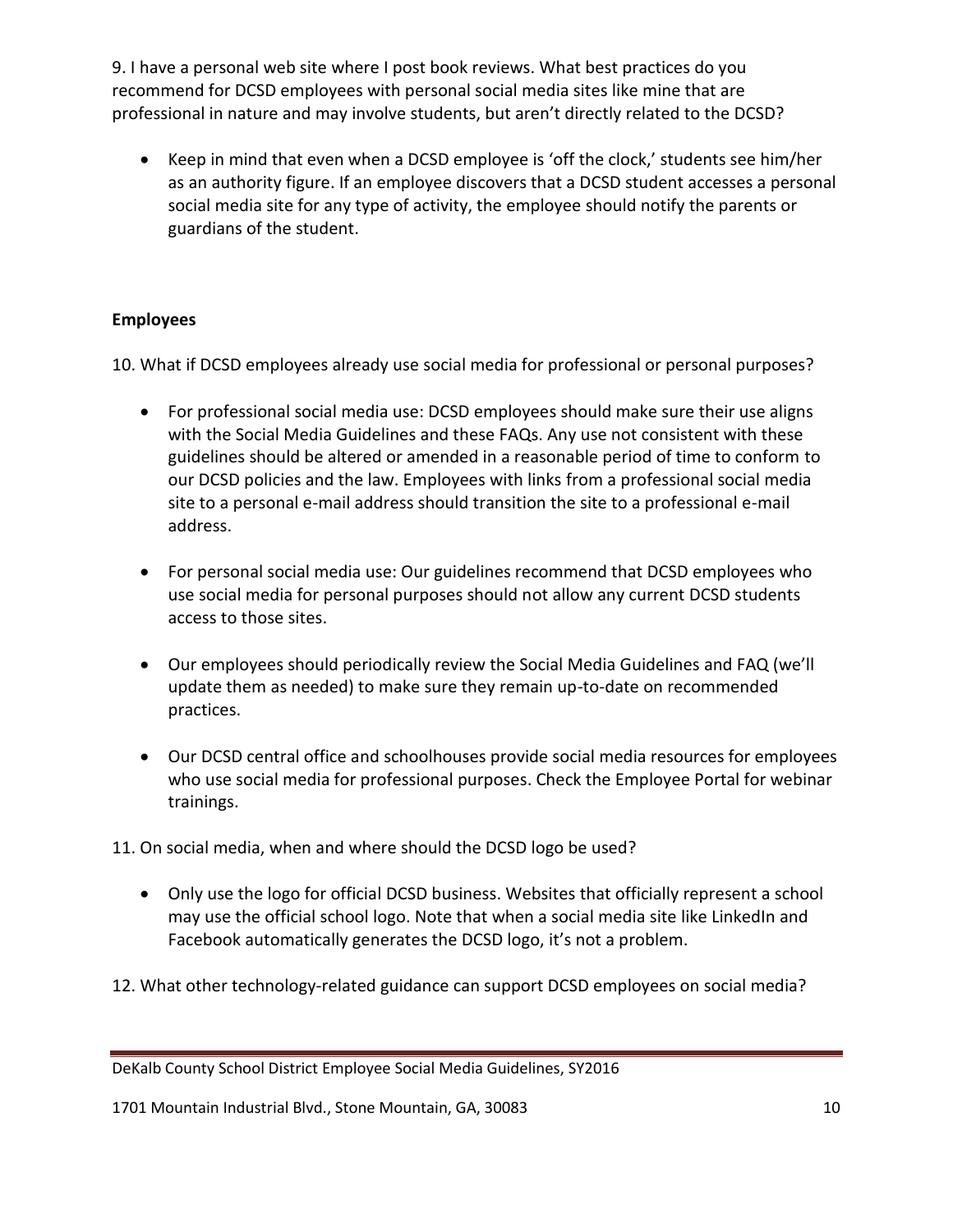9. I have a personal web site where I post book reviews. What best practices do you recommend for DCSD employees with personal social media sites like mine that are professional in nature and may involve students, but aren't directly related to the DCSD?

- Keep in mind that even when a DCSD employee is 'off the clock,' students see him/her as an authority figure. If an employee discovers that a DCSD student accesses a personal social media site for any type of activity, the employee should notify the parents or guardians of the student.

**Employees**

10. What if DCSD employees already use social media for professional or personal purposes?

- For professional social media use: DCSD employees should make sure their use aligns with the Social Media Guidelines and these FAQs. Any use not consistent with these guidelines should be altered or amended in a reasonable period of time to conform to our DCSD policies and the law. Employees with links from a professional social media site to a personal e-mail address should transition the site to a professional e-mail address.
- For personal social media use: Our guidelines recommend that DCSD employees who use social media for personal purposes should not allow any current DCSD students access to those sites.
- Our employees should periodically review the Social Media Guidelines and FAQ (we'll update them as needed) to make sure they remain up-to-date on recommended practices.
- Our DCSD central office and schoolhouses provide social media resources for employees who use social media for professional purposes. Check the Employee Portal for webinar trainings.

11. On social media, when and where should the DCSD logo be used?

- Only use the logo for official DCSD business. Websites that officially represent a school may use the official school logo. Note that when a social media site like LinkedIn and Facebook automatically generates the DCSD logo, it's not a problem.

12. What other technology-related guidance can support DCSD employees on social media?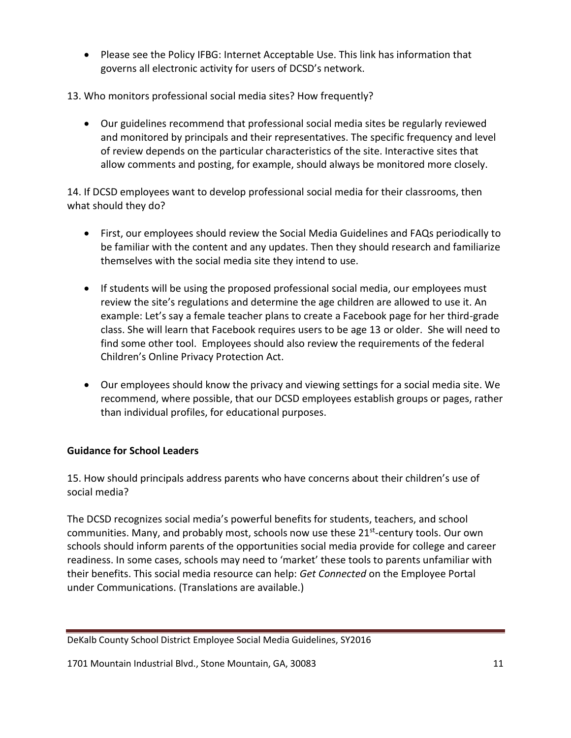- Please see the Policy IFBG: Internet Acceptable Use. This link has information that governs all electronic activity for users of DCSD's network.

13. Who monitors professional social media sites? How frequently?

- Our guidelines recommend that professional social media sites be regularly reviewed and monitored by principals and their representatives. The specific frequency and level of review depends on the particular characteristics of the site. Interactive sites that allow comments and posting, for example, should always be monitored more closely.

14. If DCSD employees want to develop professional social media for their classrooms, then what should they do?

- First, our employees should review the Social Media Guidelines and FAQs periodically to be familiar with the content and any updates. Then they should research and familiarize themselves with the social media site they intend to use.

- If students will be using the proposed professional social media, our employees must review the site's regulations and determine the age children are allowed to use it. An example: Let's say a female teacher plans to create a Facebook page for her third-grade class. She will learn that Facebook requires users to be age 13 or older. She will need to find some other tool. Employees should also review the requirements of the federal Children's Online Privacy Protection Act.

- Our employees should know the privacy and viewing settings for a social media site. We recommend, where possible, that our DCSD employees establish groups or pages, rather than individual profiles, for educational purposes.

**Guidance for School Leaders**

15. How should principals address parents who have concerns about their children's use of social media?

The DCSD recognizes social media's powerful benefits for students, teachers, and school communities. Many, and probably most, schools now use these 21st-century tools. Our own schools should inform parents of the opportunities social media provide for college and career readiness. In some cases, schools may need to 'market' these tools to parents unfamiliar with their benefits. This social media resource can help: *Get Connected* on the Employee Portal under Communications. (Translations are available.)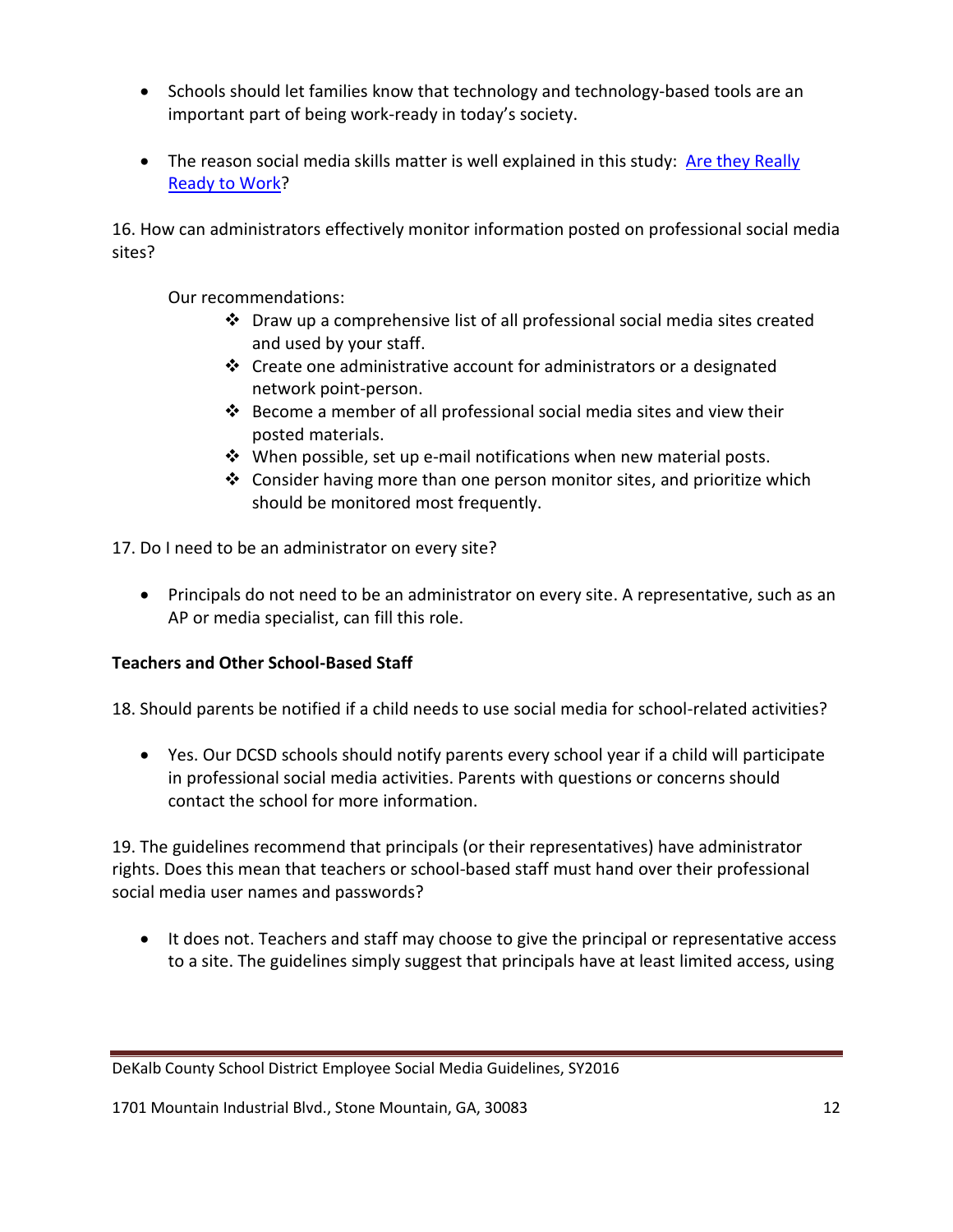- Schools should let families know that technology and technology-based tools are an important part of being work-ready in today's society.

- The reason social media skills matter is well explained in this study: [Are they Really Ready to Work]?

16. How can administrators effectively monitor information posted on professional social media sites?

    Our recommendations:
    - Draw up a comprehensive list of all professional social media sites created and used by your staff.
    - Create one administrative account for administrators or a designated network point-person.
    - Become a member of all professional social media sites and view their posted materials.
    - When possible, set up e-mail notifications when new material posts.
    - Consider having more than one person monitor sites, and prioritize which should be monitored most frequently.

17. Do I need to be an administrator on every site?

- Principals do not need to be an administrator on every site. A representative, such as an AP or media specialist, can fill this role.

**Teachers and Other School-Based Staff**

18. Should parents be notified if a child needs to use social media for school-related activities?

- Yes. Our DCSD schools should notify parents every school year if a child will participate in professional social media activities. Parents with questions or concerns should contact the school for more information.

19. The guidelines recommend that principals (or their representatives) have administrator rights. Does this mean that teachers or school-based staff must hand over their professional social media user names and passwords?

- It does not. Teachers and staff may choose to give the principal or representative access to a site. The guidelines simply suggest that principals have at least limited access, using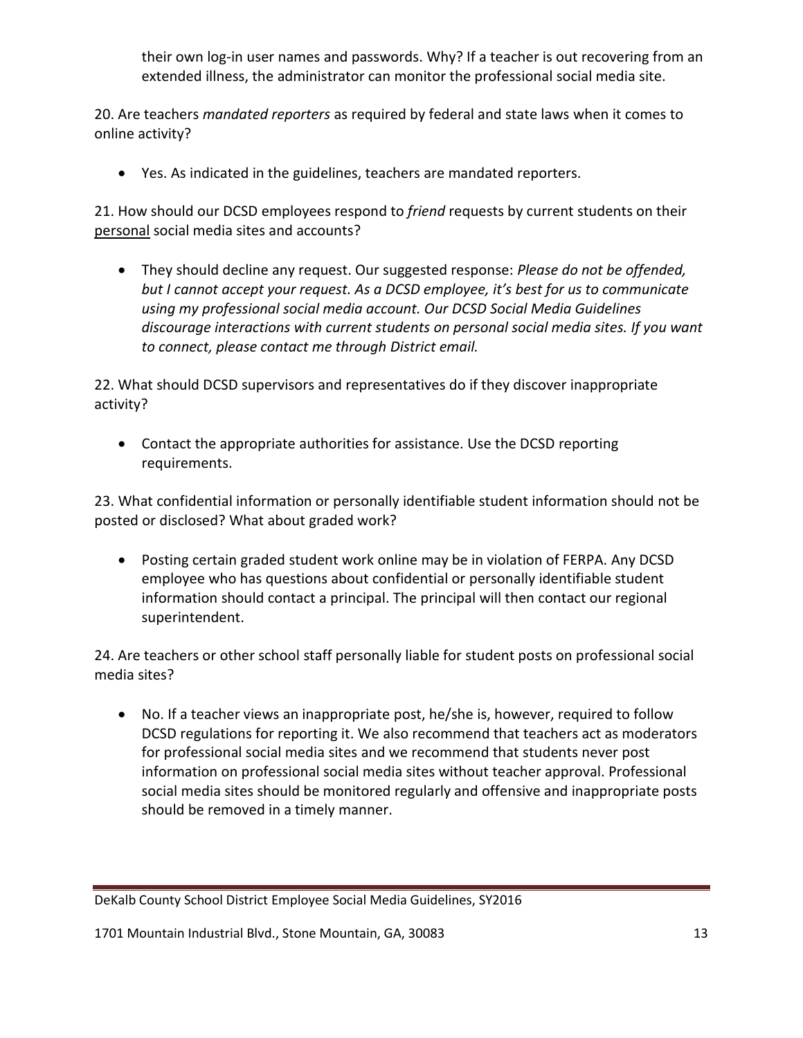their own log-in user names and passwords. Why? If a teacher is out recovering from an extended illness, the administrator can monitor the professional social media site.

20. Are teachers *mandated reporters* as required by federal and state laws when it comes to online activity?

- Yes. As indicated in the guidelines, teachers are mandated reporters.

21. How should our DCSD employees respond to *friend* requests by current students on their <u>personal</u> social media sites and accounts?

- They should decline any request. Our suggested response: *Please do not be offended, but I cannot accept your request. As a DCSD employee, it's best for us to communicate using my professional social media account. Our DCSD Social Media Guidelines discourage interactions with current students on personal social media sites. If you want to connect, please contact me through District email.*

22. What should DCSD supervisors and representatives do if they discover inappropriate activity?

- Contact the appropriate authorities for assistance. Use the DCSD reporting requirements.

23. What confidential information or personally identifiable student information should not be posted or disclosed? What about graded work?

- Posting certain graded student work online may be in violation of FERPA. Any DCSD employee who has questions about confidential or personally identifiable student information should contact a principal. The principal will then contact our regional superintendent.

24. Are teachers or other school staff personally liable for student posts on professional social media sites?

- No. If a teacher views an inappropriate post, he/she is, however, required to follow DCSD regulations for reporting it. We also recommend that teachers act as moderators for professional social media sites and we recommend that students never post information on professional social media sites without teacher approval. Professional social media sites should be monitored regularly and offensive and inappropriate posts should be removed in a timely manner.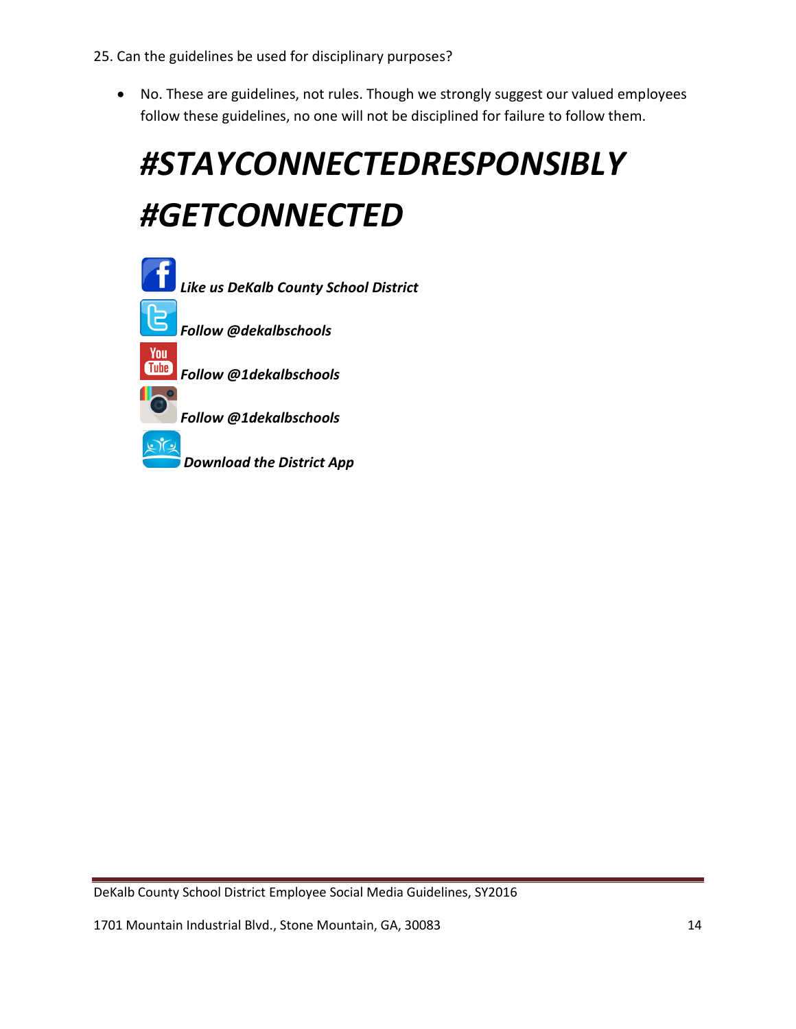25. Can the guidelines be used for disciplinary purposes?

- No. These are guidelines, not rules. Though we strongly suggest our valued employees follow these guidelines, no one will not be disciplined for failure to follow them.

# *#STAYCONNECTEDRESPONSIBLY*

# *#GETCONNECTED*

***Like us DeKalb County School District***

***Follow @dekalbschools***

***Follow @1dekalbschools***

***Follow @1dekalbschools***

***Download the District App***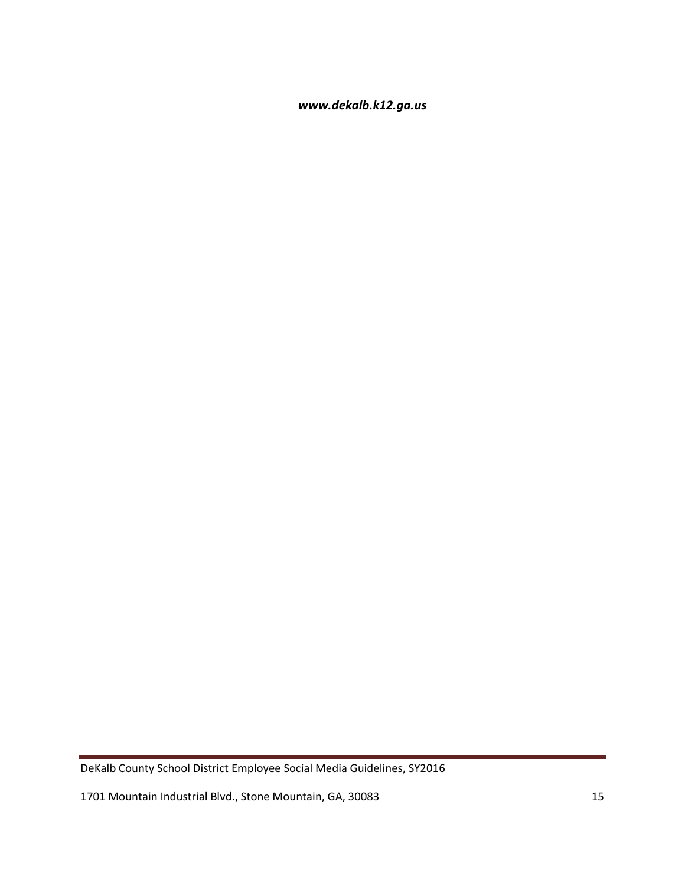***www.dekalb.k12.ga.us***